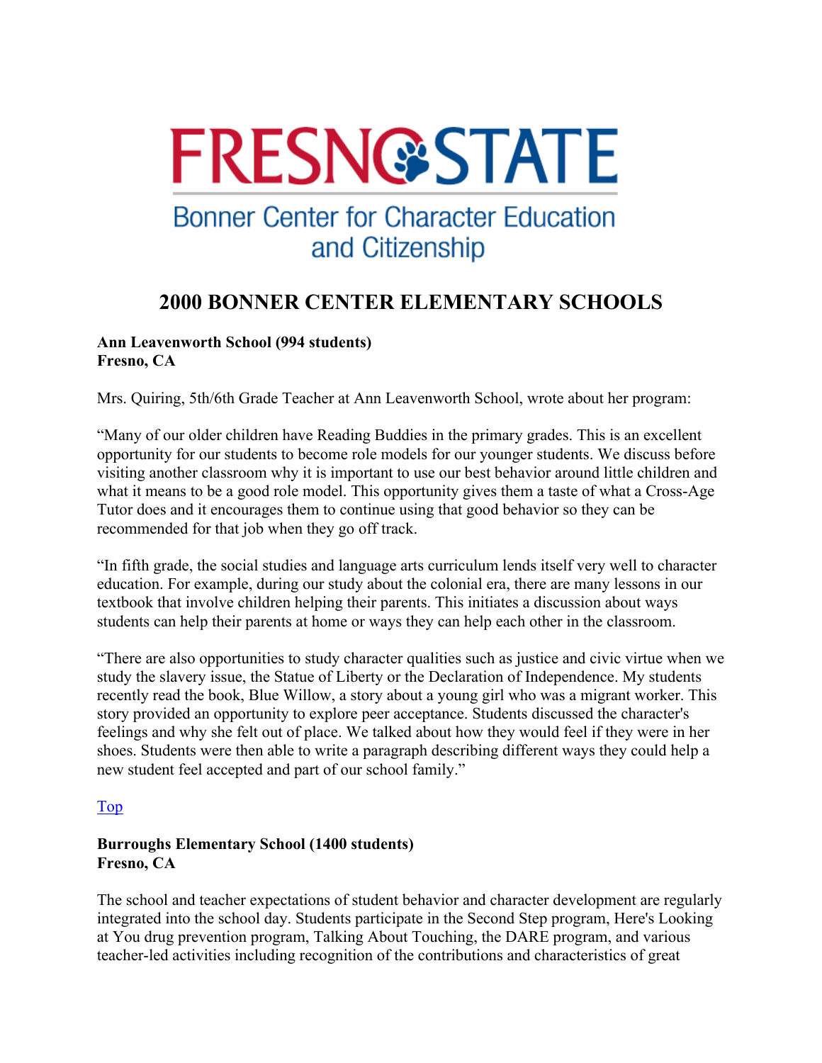# FRESNO STATE

Bonner Center for Character Education and Citizenship

## 2000 BONNER CENTER ELEMENTARY SCHOOLS

**Ann Leavenworth School (994 students)**
**Fresno, CA**

Mrs. Quiring, 5th/6th Grade Teacher at Ann Leavenworth School, wrote about her program:

"Many of our older children have Reading Buddies in the primary grades. This is an excellent opportunity for our students to become role models for our younger students. We discuss before visiting another classroom why it is important to use our best behavior around little children and what it means to be a good role model. This opportunity gives them a taste of what a Cross-Age Tutor does and it encourages them to continue using that good behavior so they can be recommended for that job when they go off track.

"In fifth grade, the social studies and language arts curriculum lends itself very well to character education. For example, during our study about the colonial era, there are many lessons in our textbook that involve children helping their parents. This initiates a discussion about ways students can help their parents at home or ways they can help each other in the classroom.

"There are also opportunities to study character qualities such as justice and civic virtue when we study the slavery issue, the Statue of Liberty or the Declaration of Independence. My students recently read the book, Blue Willow, a story about a young girl who was a migrant worker. This story provided an opportunity to explore peer acceptance. Students discussed the character's feelings and why she felt out of place. We talked about how they would feel if they were in her shoes. Students were then able to write a paragraph describing different ways they could help a new student feel accepted and part of our school family."

Top

**Burroughs Elementary School (1400 students)**
**Fresno, CA**

The school and teacher expectations of student behavior and character development are regularly integrated into the school day. Students participate in the Second Step program, Here's Looking at You drug prevention program, Talking About Touching, the DARE program, and various teacher-led activities including recognition of the contributions and characteristics of great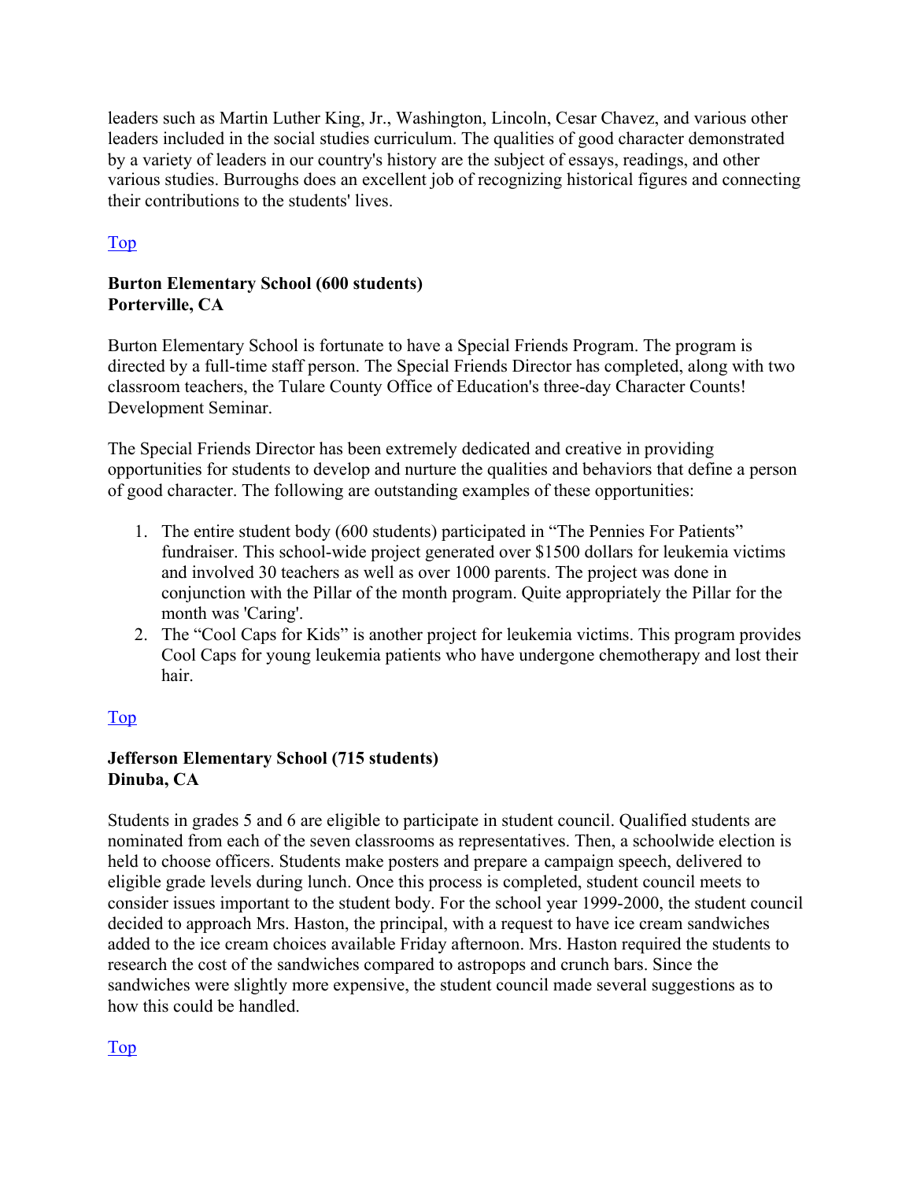leaders such as Martin Luther King, Jr., Washington, Lincoln, Cesar Chavez, and various other leaders included in the social studies curriculum. The qualities of good character demonstrated by a variety of leaders in our country's history are the subject of essays, readings, and other various studies. Burroughs does an excellent job of recognizing historical figures and connecting their contributions to the students' lives.

Top

**Burton Elementary School (600 students)**
**Porterville, CA**

Burton Elementary School is fortunate to have a Special Friends Program. The program is directed by a full-time staff person. The Special Friends Director has completed, along with two classroom teachers, the Tulare County Office of Education's three-day Character Counts! Development Seminar.

The Special Friends Director has been extremely dedicated and creative in providing opportunities for students to develop and nurture the qualities and behaviors that define a person of good character. The following are outstanding examples of these opportunities:

1. The entire student body (600 students) participated in "The Pennies For Patients" fundraiser. This school-wide project generated over $1500 dollars for leukemia victims and involved 30 teachers as well as over 1000 parents. The project was done in conjunction with the Pillar of the month program. Quite appropriately the Pillar for the month was 'Caring'.
2. The "Cool Caps for Kids" is another project for leukemia victims. This program provides Cool Caps for young leukemia patients who have undergone chemotherapy and lost their hair.

Top

**Jefferson Elementary School (715 students)**
**Dinuba, CA**

Students in grades 5 and 6 are eligible to participate in student council. Qualified students are nominated from each of the seven classrooms as representatives. Then, a schoolwide election is held to choose officers. Students make posters and prepare a campaign speech, delivered to eligible grade levels during lunch. Once this process is completed, student council meets to consider issues important to the student body. For the school year 1999-2000, the student council decided to approach Mrs. Haston, the principal, with a request to have ice cream sandwiches added to the ice cream choices available Friday afternoon. Mrs. Haston required the students to research the cost of the sandwiches compared to astropops and crunch bars. Since the sandwiches were slightly more expensive, the student council made several suggestions as to how this could be handled.

Top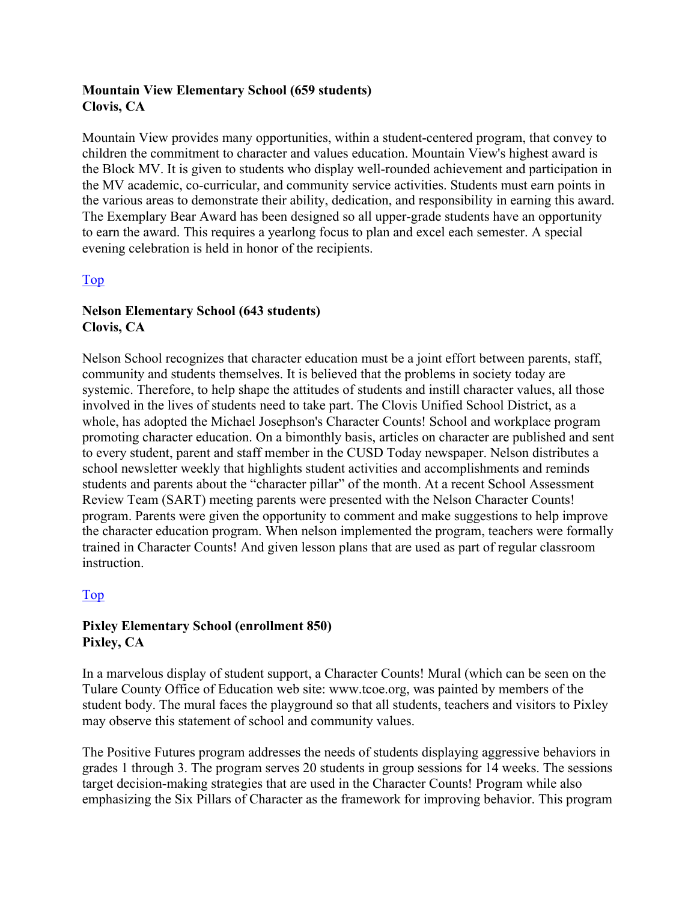**Mountain View Elementary School (659 students)**
**Clovis, CA**

Mountain View provides many opportunities, within a student-centered program, that convey to children the commitment to character and values education. Mountain View's highest award is the Block MV. It is given to students who display well-rounded achievement and participation in the MV academic, co-curricular, and community service activities. Students must earn points in the various areas to demonstrate their ability, dedication, and responsibility in earning this award. The Exemplary Bear Award has been designed so all upper-grade students have an opportunity to earn the award. This requires a yearlong focus to plan and excel each semester. A special evening celebration is held in honor of the recipients.

Top

**Nelson Elementary School (643 students)**
**Clovis, CA**

Nelson School recognizes that character education must be a joint effort between parents, staff, community and students themselves. It is believed that the problems in society today are systemic. Therefore, to help shape the attitudes of students and instill character values, all those involved in the lives of students need to take part. The Clovis Unified School District, as a whole, has adopted the Michael Josephson's Character Counts! School and workplace program promoting character education. On a bimonthly basis, articles on character are published and sent to every student, parent and staff member in the CUSD Today newspaper. Nelson distributes a school newsletter weekly that highlights student activities and accomplishments and reminds students and parents about the "character pillar" of the month. At a recent School Assessment Review Team (SART) meeting parents were presented with the Nelson Character Counts! program. Parents were given the opportunity to comment and make suggestions to help improve the character education program. When nelson implemented the program, teachers were formally trained in Character Counts! And given lesson plans that are used as part of regular classroom instruction.

Top

**Pixley Elementary School (enrollment 850)**
**Pixley, CA**

In a marvelous display of student support, a Character Counts! Mural (which can be seen on the Tulare County Office of Education web site: www.tcoe.org, was painted by members of the student body. The mural faces the playground so that all students, teachers and visitors to Pixley may observe this statement of school and community values.

The Positive Futures program addresses the needs of students displaying aggressive behaviors in grades 1 through 3. The program serves 20 students in group sessions for 14 weeks. The sessions target decision-making strategies that are used in the Character Counts! Program while also emphasizing the Six Pillars of Character as the framework for improving behavior. This program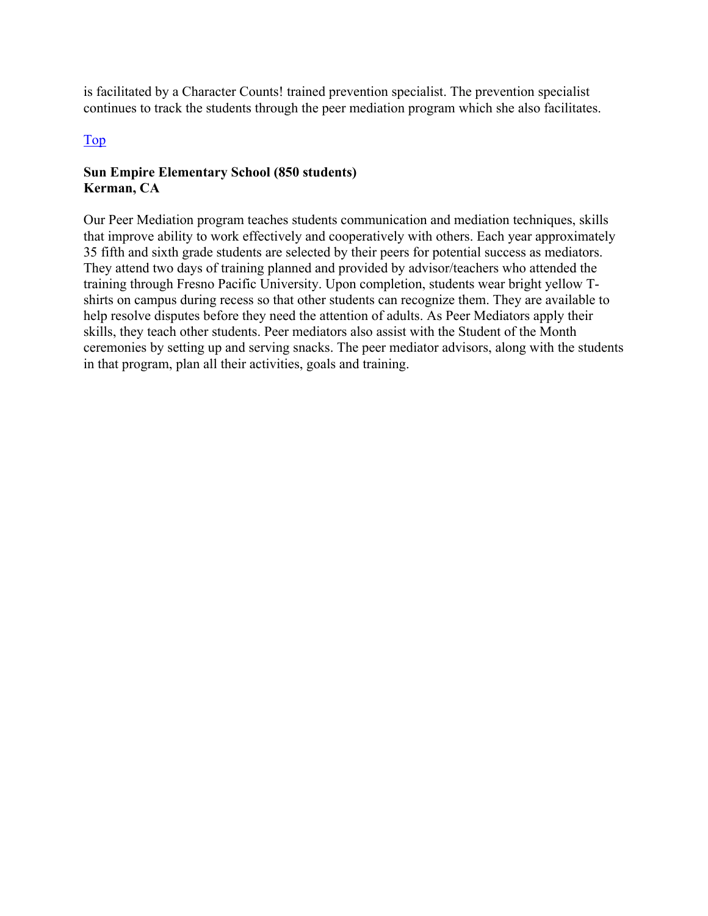is facilitated by a Character Counts! trained prevention specialist. The prevention specialist continues to track the students through the peer mediation program which she also facilitates.

Top

**Sun Empire Elementary School (850 students)**
**Kerman, CA**

Our Peer Mediation program teaches students communication and mediation techniques, skills that improve ability to work effectively and cooperatively with others. Each year approximately 35 fifth and sixth grade students are selected by their peers for potential success as mediators. They attend two days of training planned and provided by advisor/teachers who attended the training through Fresno Pacific University. Upon completion, students wear bright yellow T-shirts on campus during recess so that other students can recognize them. They are available to help resolve disputes before they need the attention of adults. As Peer Mediators apply their skills, they teach other students. Peer mediators also assist with the Student of the Month ceremonies by setting up and serving snacks. The peer mediator advisors, along with the students in that program, plan all their activities, goals and training.